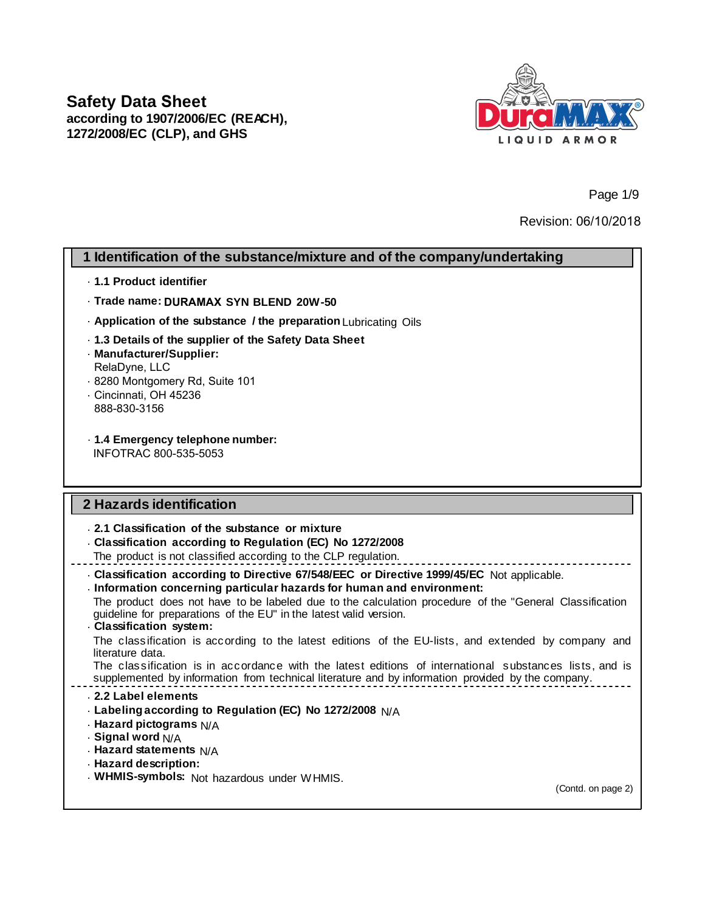# Safety Data Sheet

**according to 1907/2006/EC (REACH), 1272/2008/EC (CLP), and GHS**

Revision: 06/10/2018

## 1 Identification of the substance/mixture and of the company/undertaking

- **1.1 Product identifier**
- **Trade name: DURAMAX SYN BLEND 20W-50**
- **Application of the substance / the preparation** Lubricating Oils
- **1.3 Details of the supplier of the Safety Data Sheet**
- **Manufacturer/Supplier:**
  RelaDyne, LLC
- 8280 Montgomery Rd, Suite 101
- Cincinnati, OH 45236
  888-830-3156

- **1.4 Emergency telephone number:**
  INFOTRAC 800-535-5053

## 2 Hazards identification

- **2.1 Classification of the substance or mixture**
- **Classification according to Regulation (EC) No 1272/2008**
  The product is not classified according to the CLP regulation.

---

- **Classification according to Directive 67/548/EEC or Directive 1999/45/EC** Not applicable.
- **Information concerning particular hazards for human and environment:**
  The product does not have to be labeled due to the calculation procedure of the "General Classification guideline for preparations of the EU" in the latest valid version.
- **Classification system:**
  The classification is according to the latest editions of the EU-lists, and extended by company and literature data.
  The classification is in accordance with the latest editions of international substances lists, and is supplemented by information from technical literature and by information provided by the company.

---

- **2.2 Label elements**
- **Labeling according to Regulation (EC) No 1272/2008** N/A
- **Hazard pictograms** N/A
- **Signal word** N/A
- **Hazard statements** N/A
- **Hazard description:**
- **WHMIS-symbols:** Not hazardous under WHMIS.

(Contd. on page 2)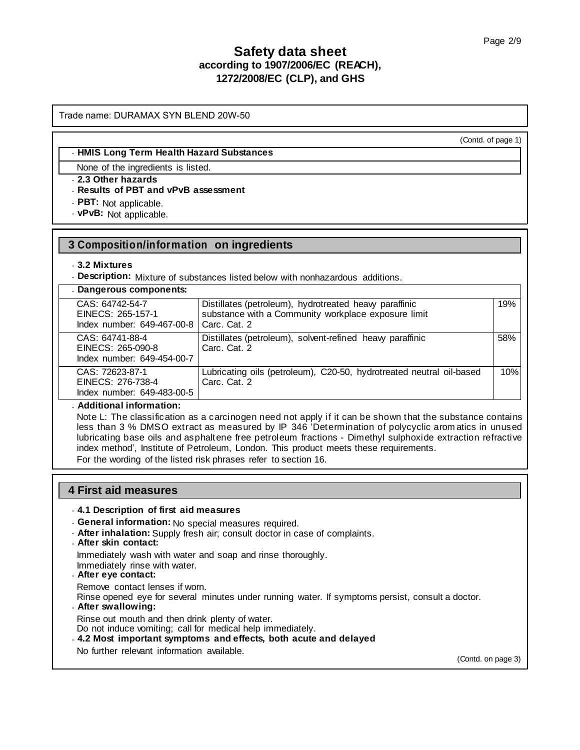# Safety data sheet
## according to 1907/2006/EC (REACH), 1272/2008/EC (CLP), and GHS

Trade name: DURAMAX SYN BLEND 20W-50

(Contd. of page 1)

· **HMIS Long Term Health Hazard Substances**

None of the ingredients is listed.

· **2.3 Other hazards**

· **Results of PBT and vPvB assessment**

· **PBT:** Not applicable.

· **vPvB:** Not applicable.

## 3 Composition/information on ingredients

· **3.2 Mixtures**

· **Description:** Mixture of substances listed below with nonhazardous additions.

· **Dangerous components:**

| | | |
|---|---|---|
| CAS: 64742-54-7<br>EINECS: 265-157-1<br>Index number: 649-467-00-8 | Distillates (petroleum), hydrotreated heavy paraffinic<br>substance with a Community workplace exposure limit<br>Carc. Cat. 2 | 19% |
| CAS: 64741-88-4<br>EINECS: 265-090-8<br>Index number: 649-454-00-7 | Distillates (petroleum), solvent-refined heavy paraffinic<br>Carc. Cat. 2 | 58% |
| CAS: 72623-87-1<br>EINECS: 276-738-4<br>Index number: 649-483-00-5 | Lubricating oils (petroleum), C20-50, hydrotreated neutral oil-based<br>Carc. Cat. 2 | 10% |

· **Additional information:**

Note L: The classification as a carcinogen need not apply if it can be shown that the substance contains less than 3 % DMSO extract as measured by IP 346 'Determination of polycyclic aromatics in unused lubricating base oils and asphaltene free petroleum fractions - Dimethyl sulphoxide extraction refractive index method', Institute of Petroleum, London. This product meets these requirements.

For the wording of the listed risk phrases refer to section 16.

## 4 First aid measures

· **4.1 Description of first aid measures**

· **General information:** No special measures required.

· **After inhalation:** Supply fresh air; consult doctor in case of complaints.

· **After skin contact:**

Immediately wash with water and soap and rinse thoroughly.
Immediately rinse with water.

· **After eye contact:**

Remove contact lenses if worn.
Rinse opened eye for several minutes under running water. If symptoms persist, consult a doctor.

· **After swallowing:**

Rinse out mouth and then drink plenty of water.
Do not induce vomiting; call for medical help immediately.

· **4.2 Most important symptoms and effects, both acute and delayed**

No further relevant information available.

(Contd. on page 3)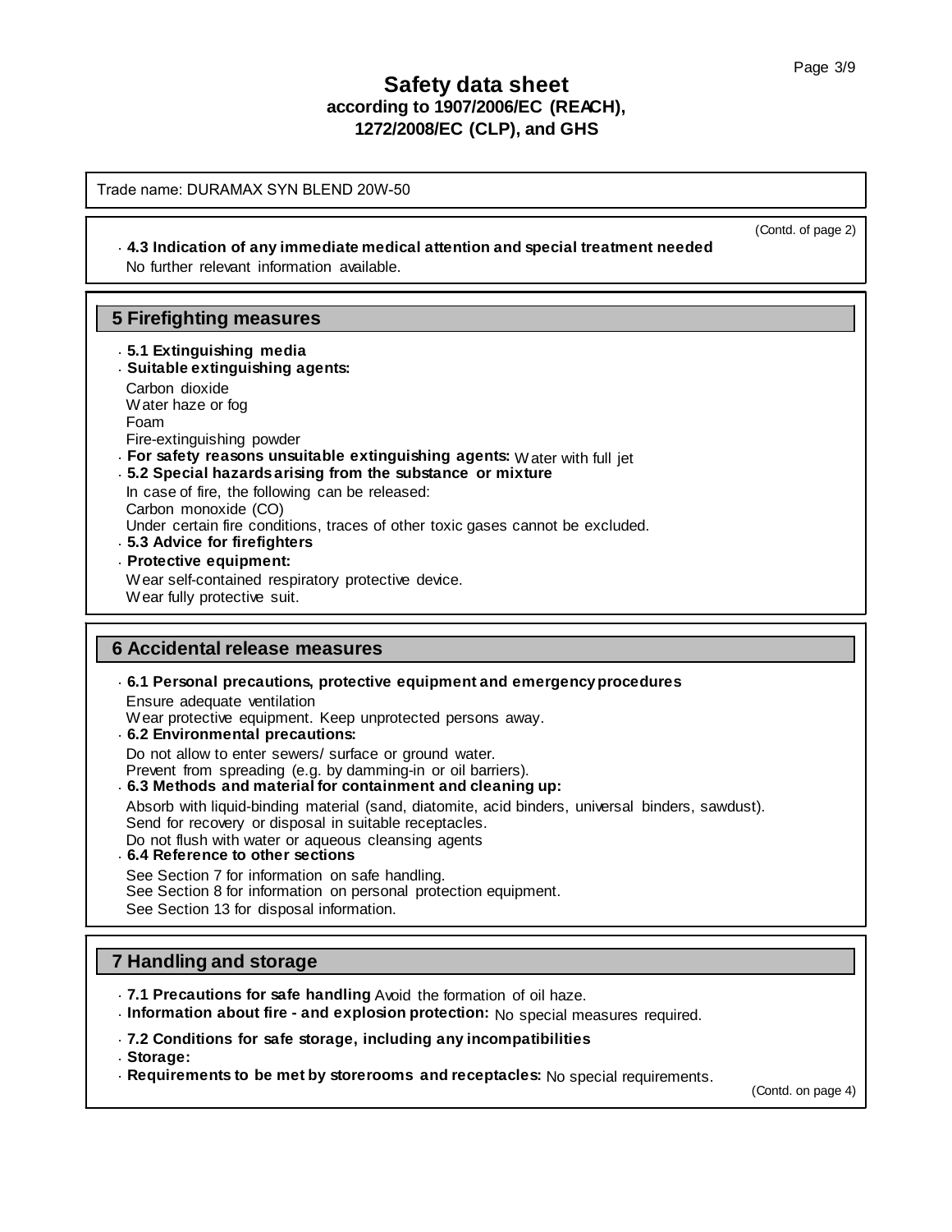Trade name: DURAMAX SYN BLEND 20W-50

(Contd. of page 2)

· **4.3 Indication of any immediate medical attention and special treatment needed**
No further relevant information available.

## 5 Firefighting measures

· **5.1 Extinguishing media**
· **Suitable extinguishing agents:**
Carbon dioxide
Water haze or fog
Foam
Fire-extinguishing powder
· **For safety reasons unsuitable extinguishing agents:** Water with full jet
· **5.2 Special hazards arising from the substance or mixture**
In case of fire, the following can be released:
Carbon monoxide (CO)
Under certain fire conditions, traces of other toxic gases cannot be excluded.
· **5.3 Advice for firefighters**
· **Protective equipment:**
Wear self-contained respiratory protective device.
Wear fully protective suit.

## 6 Accidental release measures

· **6.1 Personal precautions, protective equipment and emergency procedures**
Ensure adequate ventilation
Wear protective equipment. Keep unprotected persons away.
· **6.2 Environmental precautions:**
Do not allow to enter sewers/ surface or ground water.
Prevent from spreading (e.g. by damming-in or oil barriers).
· **6.3 Methods and material for containment and cleaning up:**
Absorb with liquid-binding material (sand, diatomite, acid binders, universal binders, sawdust).
Send for recovery or disposal in suitable receptacles.
Do not flush with water or aqueous cleansing agents
· **6.4 Reference to other sections**
See Section 7 for information on safe handling.
See Section 8 for information on personal protection equipment.
See Section 13 for disposal information.

## 7 Handling and storage

· **7.1 Precautions for safe handling** Avoid the formation of oil haze.
· **Information about fire - and explosion protection:** No special measures required.
· **7.2 Conditions for safe storage, including any incompatibilities**
· **Storage:**
· **Requirements to be met by storerooms and receptacles:** No special requirements.

(Contd. on page 4)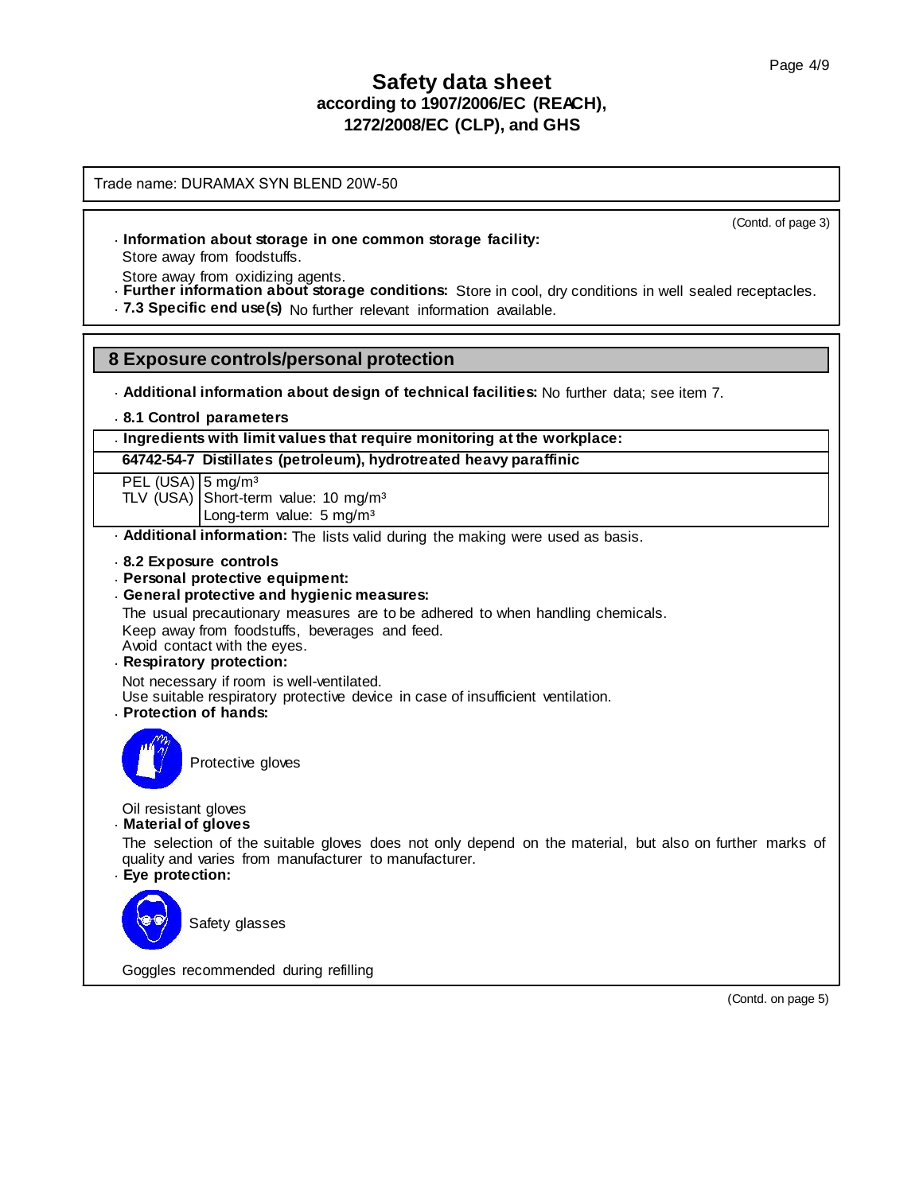# Safety data sheet
## according to 1907/2006/EC (REACH), 1272/2008/EC (CLP), and GHS

Trade name: DURAMAX SYN BLEND 20W-50

(Contd. of page 3)

· **Information about storage in one common storage facility:**
Store away from foodstuffs.
Store away from oxidizing agents.
· **Further information about storage conditions:** Store in cool, dry conditions in well sealed receptacles.
· **7.3 Specific end use(s)** No further relevant information available.

## 8 Exposure controls/personal protection

· **Additional information about design of technical facilities:** No further data; see item 7.

· **8.1 Control parameters**

| · **Ingredients with limit values that require monitoring at the workplace:** | |
|---|---|
| **64742-54-7 Distillates (petroleum), hydrotreated heavy paraffinic** | |
| PEL (USA) | 5 mg/m³ |
| TLV (USA) | Short-term value: 10 mg/m³<br>Long-term value: 5 mg/m³ |

· **Additional information:** The lists valid during the making were used as basis.

· **8.2 Exposure controls**
· **Personal protective equipment:**
· **General protective and hygienic measures:**
The usual precautionary measures are to be adhered to when handling chemicals.
Keep away from foodstuffs, beverages and feed.
Avoid contact with the eyes.
· **Respiratory protection:**
Not necessary if room is well-ventilated.
Use suitable respiratory protective device in case of insufficient ventilation.
· **Protection of hands:**

Protective gloves

Oil resistant gloves
· **Material of gloves**
The selection of the suitable gloves does not only depend on the material, but also on further marks of quality and varies from manufacturer to manufacturer.
· **Eye protection:**

Safety glasses

Goggles recommended during refilling

(Contd. on page 5)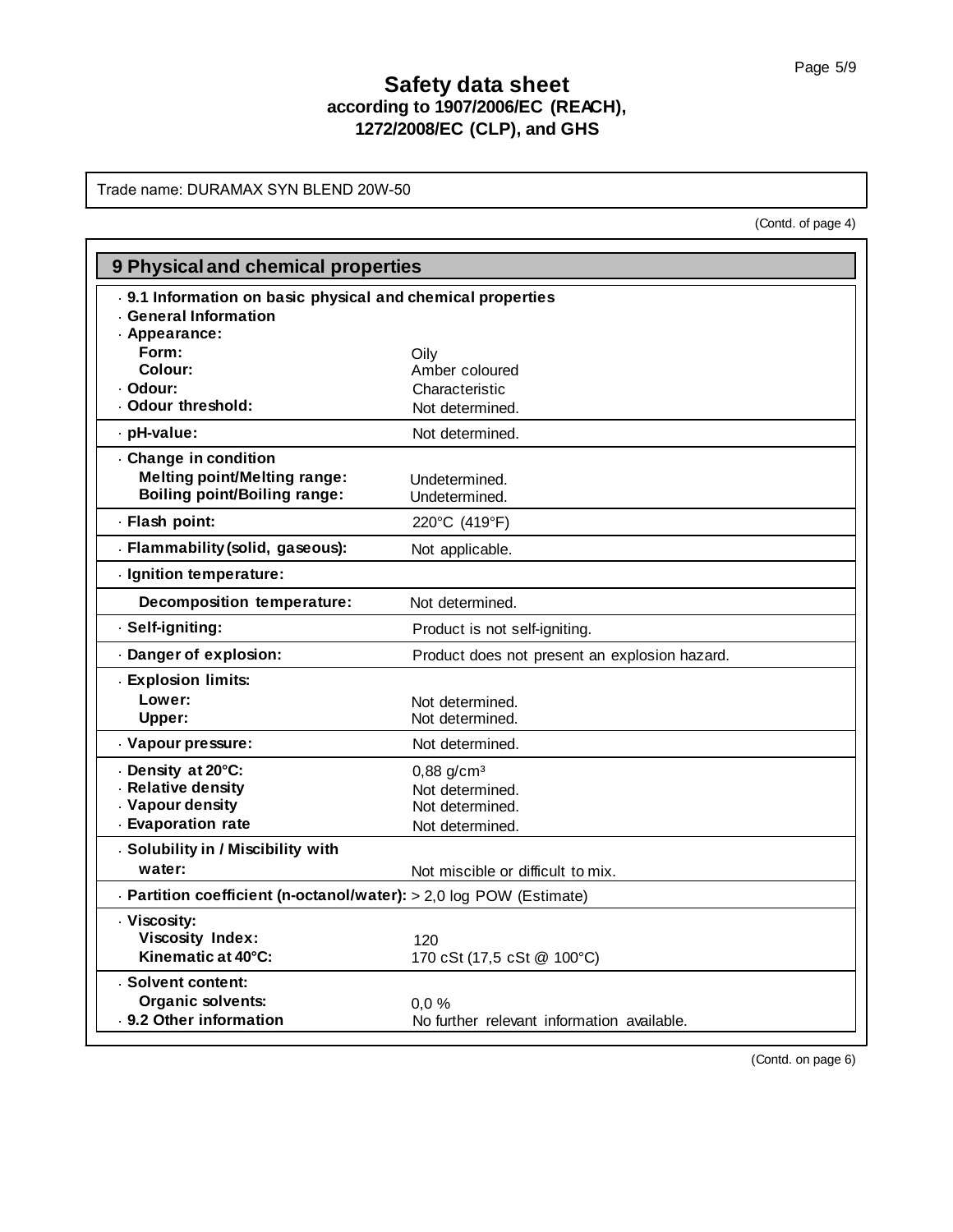Trade name: DURAMAX SYN BLEND 20W-50

(Contd. of page 4)

## 9 Physical and chemical properties

**· 9.1 Information on basic physical and chemical properties**

**· General Information**

| Property | Value |
|---|---|
| **· Appearance:** | |
| **Form:** | Oily |
| **Colour:** | Amber coloured |
| **· Odour:** | Characteristic |
| **· Odour threshold:** | Not determined. |
| **· pH-value:** | Not determined. |
| **· Change in condition** | |
| **Melting point/Melting range:** | Undetermined. |
| **Boiling point/Boiling range:** | Undetermined. |
| **· Flash point:** | 220°C (419°F) |
| **· Flammability (solid, gaseous):** | Not applicable. |
| **· Ignition temperature:** | |
| **Decomposition temperature:** | Not determined. |
| **· Self-igniting:** | Product is not self-igniting. |
| **· Danger of explosion:** | Product does not present an explosion hazard. |
| **· Explosion limits:** | |
| **Lower:** | Not determined. |
| **Upper:** | Not determined. |
| **· Vapour pressure:** | Not determined. |
| **· Density at 20°C:** | 0,88 g/cm³ |
| **· Relative density** | Not determined. |
| **· Vapour density** | Not determined. |
| **· Evaporation rate** | Not determined. |
| **· Solubility in / Miscibility with water:** | Not miscible or difficult to mix. |
| **· Partition coefficient (n-octanol/water):** | > 2,0 log POW (Estimate) |
| **· Viscosity:** | |
| **Viscosity Index:** | 120 |
| **Kinematic at 40°C:** | 170 cSt (17,5 cSt @ 100°C) |
| **· Solvent content:** | |
| **Organic solvents:** | 0,0 % |
| **· 9.2 Other information** | No further relevant information available. |

(Contd. on page 6)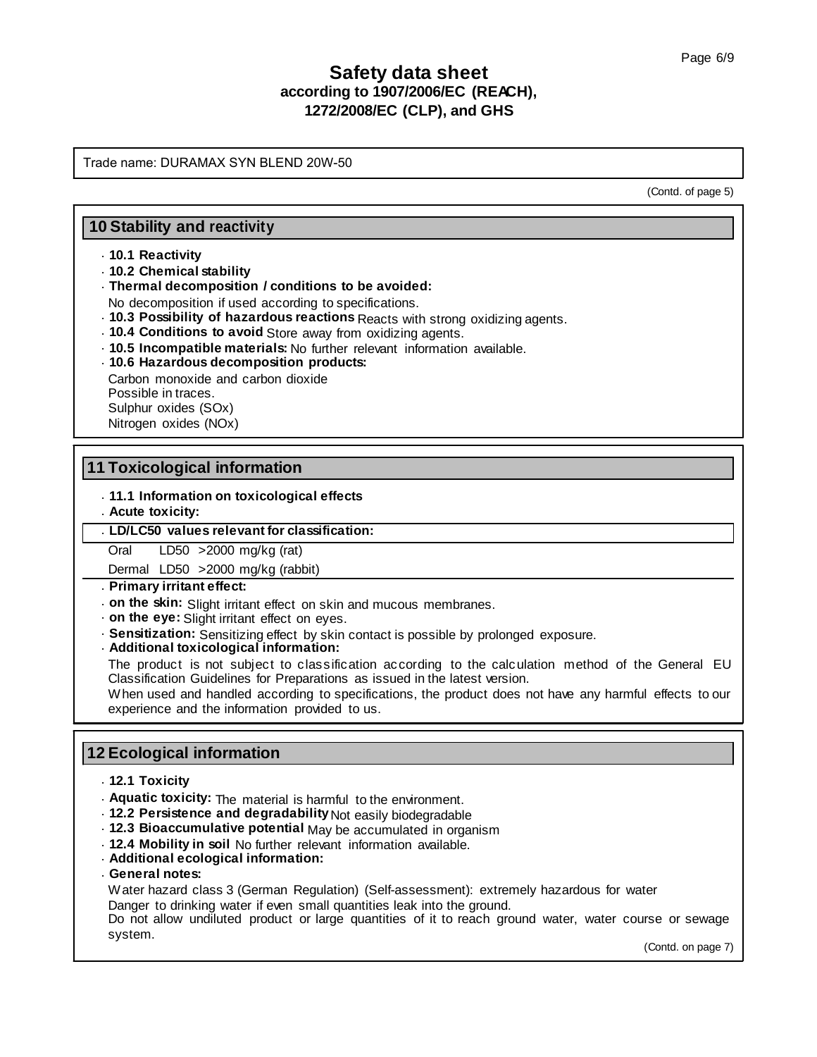Trade name: DURAMAX SYN BLEND 20W-50

(Contd. of page 5)

## 10 Stability and reactivity

- **10.1 Reactivity**
- **10.2 Chemical stability**
- **Thermal decomposition / conditions to be avoided:**
  No decomposition if used according to specifications.
- **10.3 Possibility of hazardous reactions** Reacts with strong oxidizing agents.
- **10.4 Conditions to avoid** Store away from oxidizing agents.
- **10.5 Incompatible materials:** No further relevant information available.
- **10.6 Hazardous decomposition products:**
  Carbon monoxide and carbon dioxide
  Possible in traces.
  Sulphur oxides (SOx)
  Nitrogen oxides (NOx)

## 11 Toxicological information

- **11.1 Information on toxicological effects**
- **Acute toxicity:**

**LD/LC50 values relevant for classification:**

| | | |
|---|---|---|
| Oral | LD50 | >2000 mg/kg (rat) |
| Dermal | LD50 | >2000 mg/kg (rabbit) |

- **Primary irritant effect:**
- **on the skin:** Slight irritant effect on skin and mucous membranes.
- **on the eye:** Slight irritant effect on eyes.
- **Sensitization:** Sensitizing effect by skin contact is possible by prolonged exposure.
- **Additional toxicological information:**
  The product is not subject to classification according to the calculation method of the General EU Classification Guidelines for Preparations as issued in the latest version.
  When used and handled according to specifications, the product does not have any harmful effects to our experience and the information provided to us.

## 12 Ecological information

- **12.1 Toxicity**
- **Aquatic toxicity:** The material is harmful to the environment.
- **12.2 Persistence and degradability** Not easily biodegradable
- **12.3 Bioaccumulative potential** May be accumulated in organism
- **12.4 Mobility in soil** No further relevant information available.
- **Additional ecological information:**
- **General notes:**
  Water hazard class 3 (German Regulation) (Self-assessment): extremely hazardous for water
  Danger to drinking water if even small quantities leak into the ground.
  Do not allow undiluted product or large quantities of it to reach ground water, water course or sewage system.

(Contd. on page 7)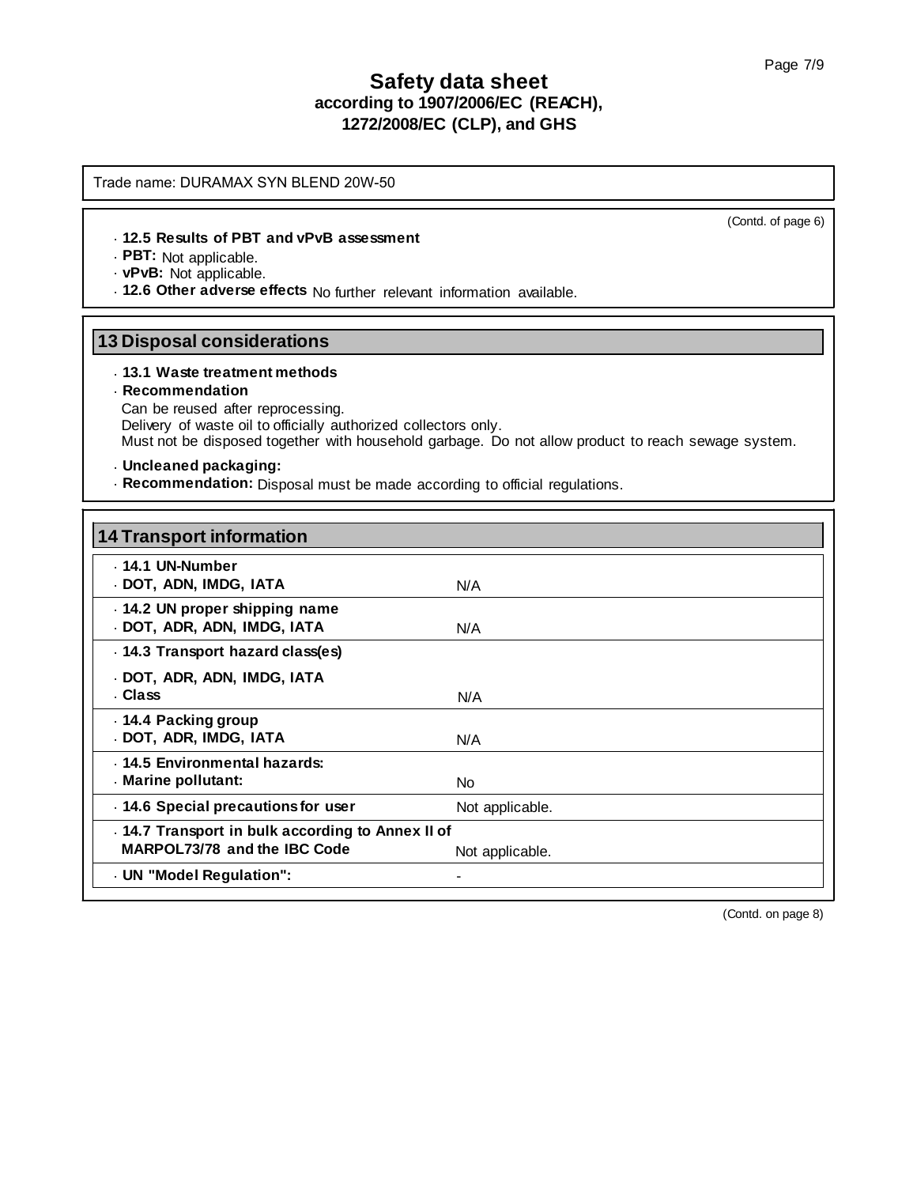Trade name: DURAMAX SYN BLEND 20W-50

(Contd. of page 6)

· **12.5 Results of PBT and vPvB assessment**
· **PBT:** Not applicable.
· **vPvB:** Not applicable.
· **12.6 Other adverse effects** No further relevant information available.

## 13 Disposal considerations

· **13.1 Waste treatment methods**
· **Recommendation**
Can be reused after reprocessing.
Delivery of waste oil to officially authorized collectors only.
Must not be disposed together with household garbage. Do not allow product to reach sewage system.

· **Uncleaned packaging:**
· **Recommendation:** Disposal must be made according to official regulations.

## 14 Transport information

| | |
|---|---|
| · **14.1 UN-Number**<br>· **DOT, ADN, IMDG, IATA** | N/A |
| · **14.2 UN proper shipping name**<br>· **DOT, ADR, ADN, IMDG, IATA** | N/A |
| · **14.3 Transport hazard class(es)**<br>· **DOT, ADR, ADN, IMDG, IATA**<br>· **Class** | N/A |
| · **14.4 Packing group**<br>· **DOT, ADR, IMDG, IATA** | N/A |
| · **14.5 Environmental hazards:**<br>· **Marine pollutant:** | No |
| · **14.6 Special precautions for user** | Not applicable. |
| · **14.7 Transport in bulk according to Annex II of MARPOL73/78 and the IBC Code** | Not applicable. |
| · **UN "Model Regulation":** | - |

(Contd. on page 8)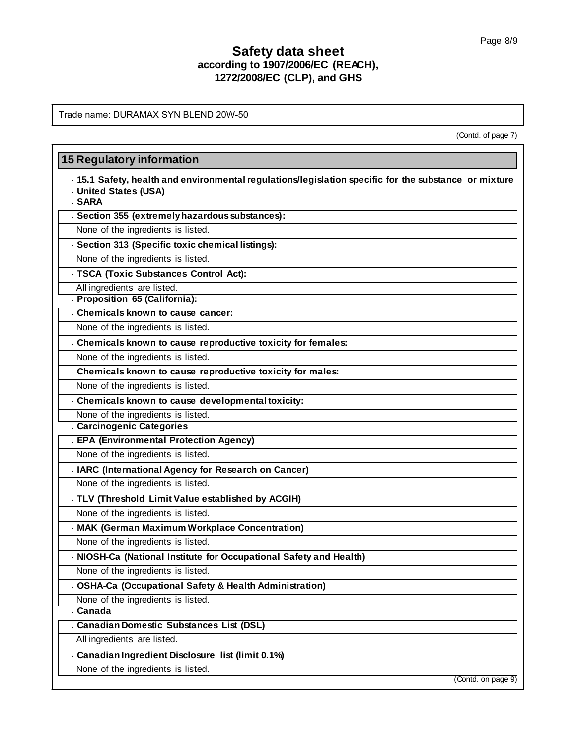Trade name: DURAMAX SYN BLEND 20W-50

(Contd. of page 7)

## 15 Regulatory information

- **15.1 Safety, health and environmental regulations/legislation specific for the substance or mixture**
- **United States (USA)**
- **SARA**

- **Section 355 (extremely hazardous substances):**

None of the ingredients is listed.

- **Section 313 (Specific toxic chemical listings):**

None of the ingredients is listed.

- **TSCA (Toxic Substances Control Act):**

All ingredients are listed.

- **Proposition 65 (California):**

- **Chemicals known to cause cancer:**

None of the ingredients is listed.

- **Chemicals known to cause reproductive toxicity for females:**

None of the ingredients is listed.

- **Chemicals known to cause reproductive toxicity for males:**

None of the ingredients is listed.

- **Chemicals known to cause developmental toxicity:**

None of the ingredients is listed.

- **Carcinogenic Categories**

- **EPA (Environmental Protection Agency)**

None of the ingredients is listed.

- **IARC (International Agency for Research on Cancer)**

None of the ingredients is listed.

- **TLV (Threshold Limit Value established by ACGIH)**

None of the ingredients is listed.

- **MAK (German Maximum Workplace Concentration)**

None of the ingredients is listed.

- **NIOSH-Ca (National Institute for Occupational Safety and Health)**

None of the ingredients is listed.

- **OSHA-Ca (Occupational Safety & Health Administration)**

None of the ingredients is listed.

- **Canada**

- **Canadian Domestic Substances List (DSL)**

All ingredients are listed.

- **Canadian Ingredient Disclosure list (limit 0.1%)**

None of the ingredients is listed.

(Contd. on page 9)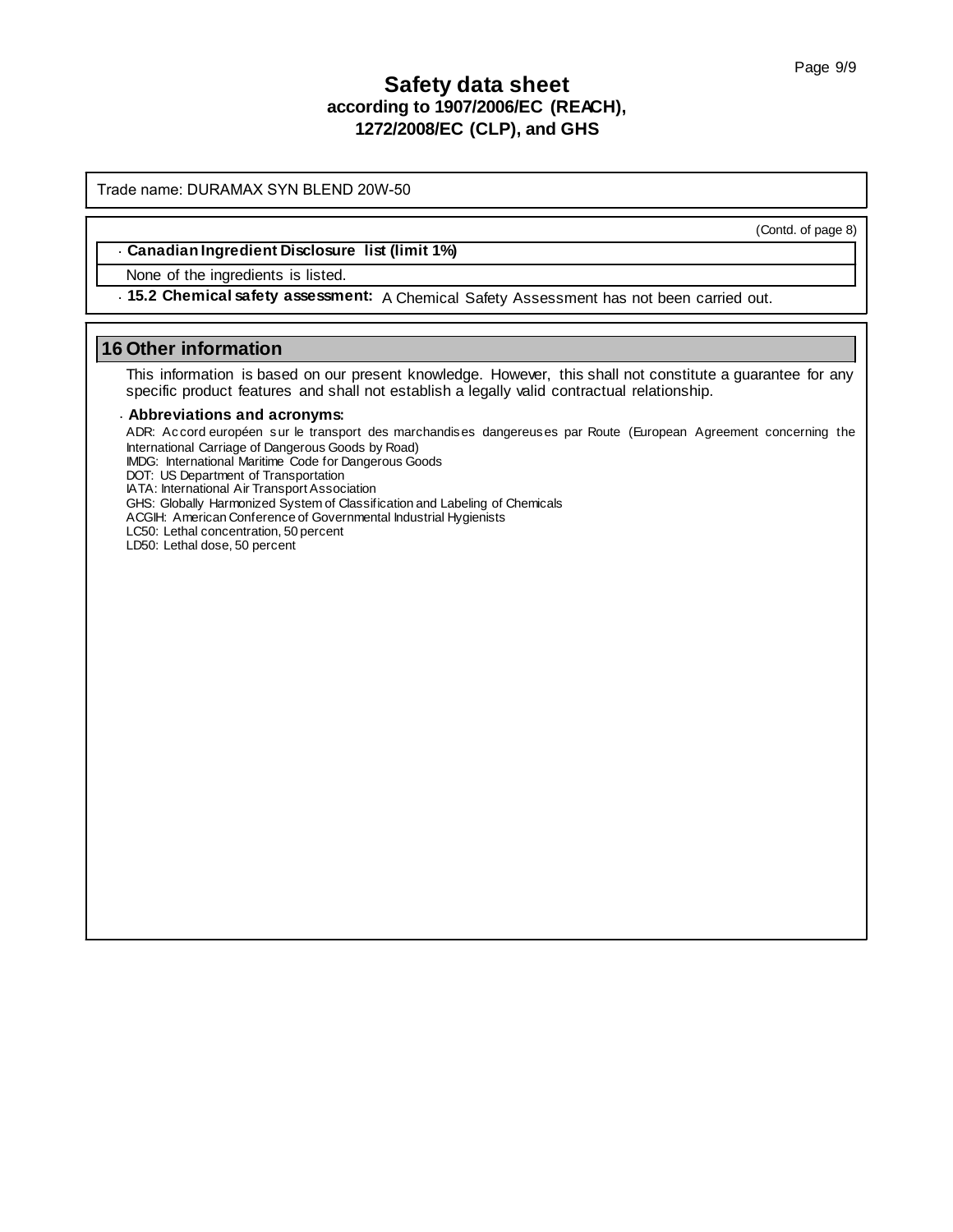Trade name: DURAMAX SYN BLEND 20W-50

(Contd. of page 8)

· **Canadian Ingredient Disclosure list (limit 1%)**

None of the ingredients is listed.

· **15.2 Chemical safety assessment:** A Chemical Safety Assessment has not been carried out.

## 16 Other information

This information is based on our present knowledge. However, this shall not constitute a guarantee for any specific product features and shall not establish a legally valid contractual relationship.

· **Abbreviations and acronyms:**

ADR: Accord européen sur le transport des marchandises dangereuses par Route (European Agreement concerning the International Carriage of Dangerous Goods by Road)
IMDG: International Maritime Code for Dangerous Goods
DOT: US Department of Transportation
IATA: International Air Transport Association
GHS: Globally Harmonized System of Classification and Labeling of Chemicals
ACGIH: American Conference of Governmental Industrial Hygienists
LC50: Lethal concentration, 50 percent
LD50: Lethal dose, 50 percent